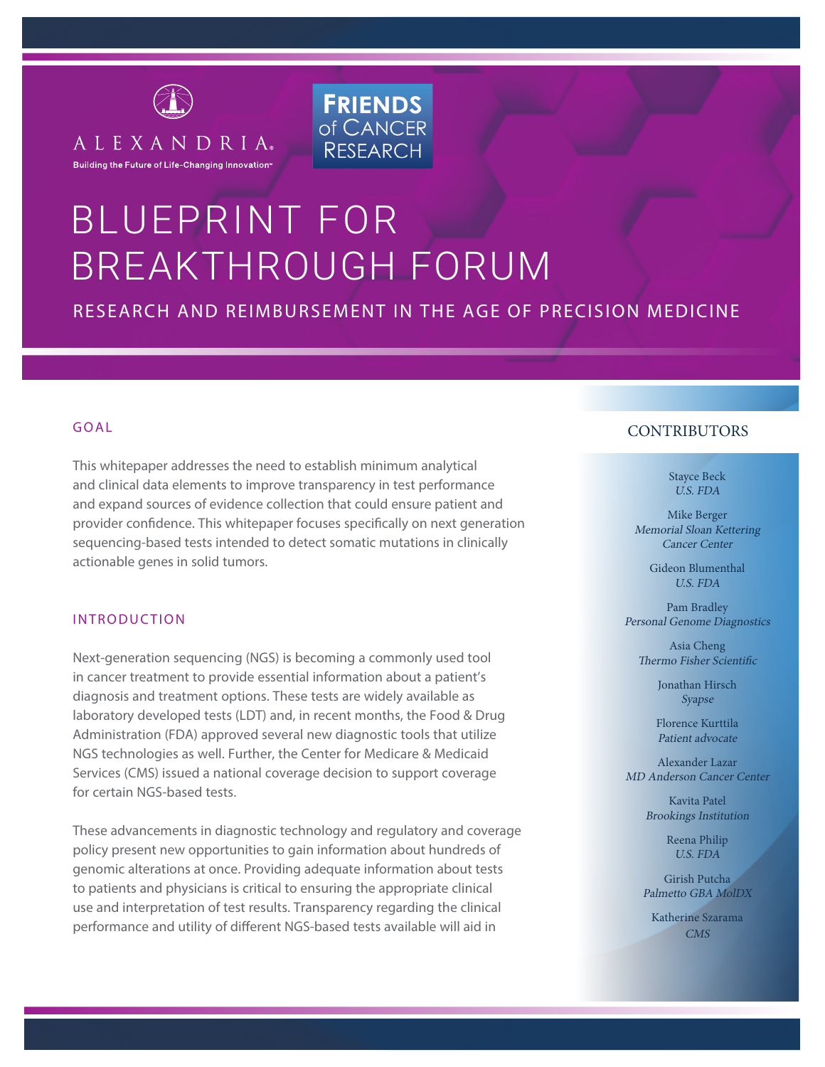ALEXANDRIA®
Building the Future of Life-Changing Innovation™

FRIENDS of CANCER RESEARCH

# BLUEPRINT FOR BREAKTHROUGH FORUM

## RESEARCH AND REIMBURSEMENT IN THE AGE OF PRECISION MEDICINE

### GOAL

This whitepaper addresses the need to establish minimum analytical and clinical data elements to improve transparency in test performance and expand sources of evidence collection that could ensure patient and provider confidence. This whitepaper focuses specifically on next generation sequencing-based tests intended to detect somatic mutations in clinically actionable genes in solid tumors.

### INTRODUCTION

Next-generation sequencing (NGS) is becoming a commonly used tool in cancer treatment to provide essential information about a patient's diagnosis and treatment options. These tests are widely available as laboratory developed tests (LDT) and, in recent months, the Food & Drug Administration (FDA) approved several new diagnostic tools that utilize NGS technologies as well. Further, the Center for Medicare & Medicaid Services (CMS) issued a national coverage decision to support coverage for certain NGS-based tests.

These advancements in diagnostic technology and regulatory and coverage policy present new opportunities to gain information about hundreds of genomic alterations at once. Providing adequate information about tests to patients and physicians is critical to ensuring the appropriate clinical use and interpretation of test results. Transparency regarding the clinical performance and utility of different NGS-based tests available will aid in

### CONTRIBUTORS

Stayce Beck
*U.S. FDA*

Mike Berger
*Memorial Sloan Kettering Cancer Center*

Gideon Blumenthal
*U.S. FDA*

Pam Bradley
*Personal Genome Diagnostics*

Asia Cheng
*Thermo Fisher Scientific*

Jonathan Hirsch
*Syapse*

Florence Kurttila
*Patient advocate*

Alexander Lazar
*MD Anderson Cancer Center*

Kavita Patel
*Brookings Institution*

Reena Philip
*U.S. FDA*

Girish Putcha
*Palmetto GBA MolDX*

Katherine Szarama
*CMS*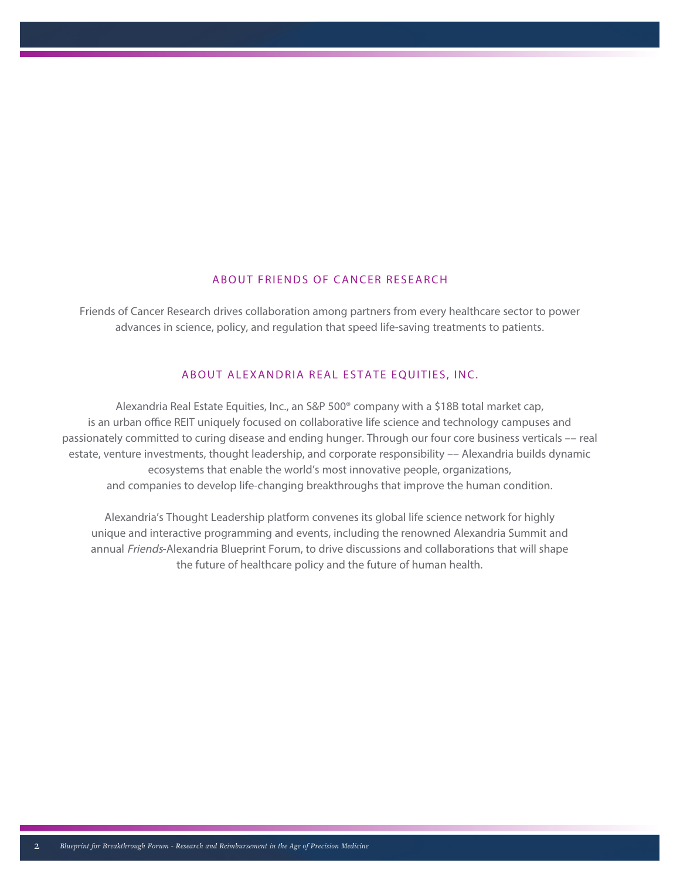## ABOUT FRIENDS OF CANCER RESEARCH

Friends of Cancer Research drives collaboration among partners from every healthcare sector to power advances in science, policy, and regulation that speed life-saving treatments to patients.

## ABOUT ALEXANDRIA REAL ESTATE EQUITIES, INC.

Alexandria Real Estate Equities, Inc., an S&P 500® company with a $18B total market cap, is an urban office REIT uniquely focused on collaborative life science and technology campuses and passionately committed to curing disease and ending hunger. Through our four core business verticals –– real estate, venture investments, thought leadership, and corporate responsibility –– Alexandria builds dynamic ecosystems that enable the world's most innovative people, organizations, and companies to develop life-changing breakthroughs that improve the human condition.

Alexandria's Thought Leadership platform convenes its global life science network for highly unique and interactive programming and events, including the renowned Alexandria Summit and annual *Friends*-Alexandria Blueprint Forum, to drive discussions and collaborations that will shape the future of healthcare policy and the future of human health.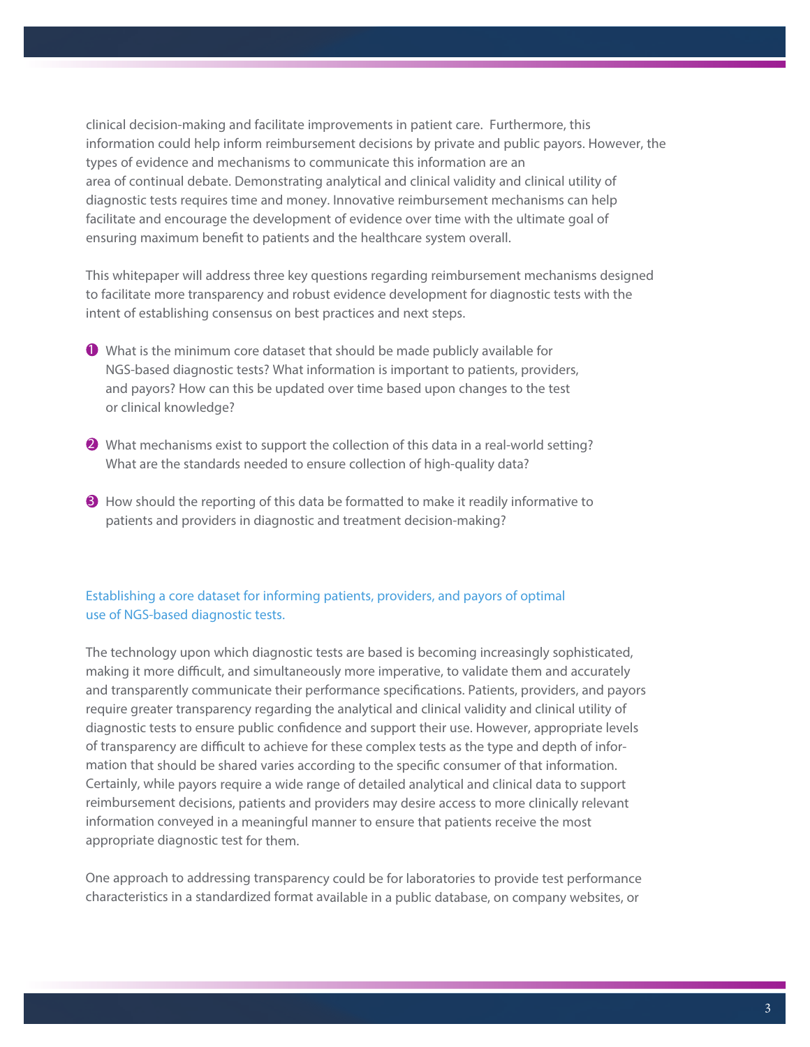clinical decision-making and facilitate improvements in patient care. Furthermore, this information could help inform reimbursement decisions by private and public payors. However, the types of evidence and mechanisms to communicate this information are an area of continual debate. Demonstrating analytical and clinical validity and clinical utility of diagnostic tests requires time and money. Innovative reimbursement mechanisms can help facilitate and encourage the development of evidence over time with the ultimate goal of ensuring maximum benefit to patients and the healthcare system overall.

This whitepaper will address three key questions regarding reimbursement mechanisms designed to facilitate more transparency and robust evidence development for diagnostic tests with the intent of establishing consensus on best practices and next steps.

1. What is the minimum core dataset that should be made publicly available for NGS-based diagnostic tests? What information is important to patients, providers, and payors? How can this be updated over time based upon changes to the test or clinical knowledge?

2. What mechanisms exist to support the collection of this data in a real-world setting? What are the standards needed to ensure collection of high-quality data?

3. How should the reporting of this data be formatted to make it readily informative to patients and providers in diagnostic and treatment decision-making?

## Establishing a core dataset for informing patients, providers, and payors of optimal use of NGS-based diagnostic tests.

The technology upon which diagnostic tests are based is becoming increasingly sophisticated, making it more difficult, and simultaneously more imperative, to validate them and accurately and transparently communicate their performance specifications. Patients, providers, and payors require greater transparency regarding the analytical and clinical validity and clinical utility of diagnostic tests to ensure public confidence and support their use. However, appropriate levels of transparency are difficult to achieve for these complex tests as the type and depth of information that should be shared varies according to the specific consumer of that information. Certainly, while payors require a wide range of detailed analytical and clinical data to support reimbursement decisions, patients and providers may desire access to more clinically relevant information conveyed in a meaningful manner to ensure that patients receive the most appropriate diagnostic test for them.

One approach to addressing transparency could be for laboratories to provide test performance characteristics in a standardized format available in a public database, on company websites, or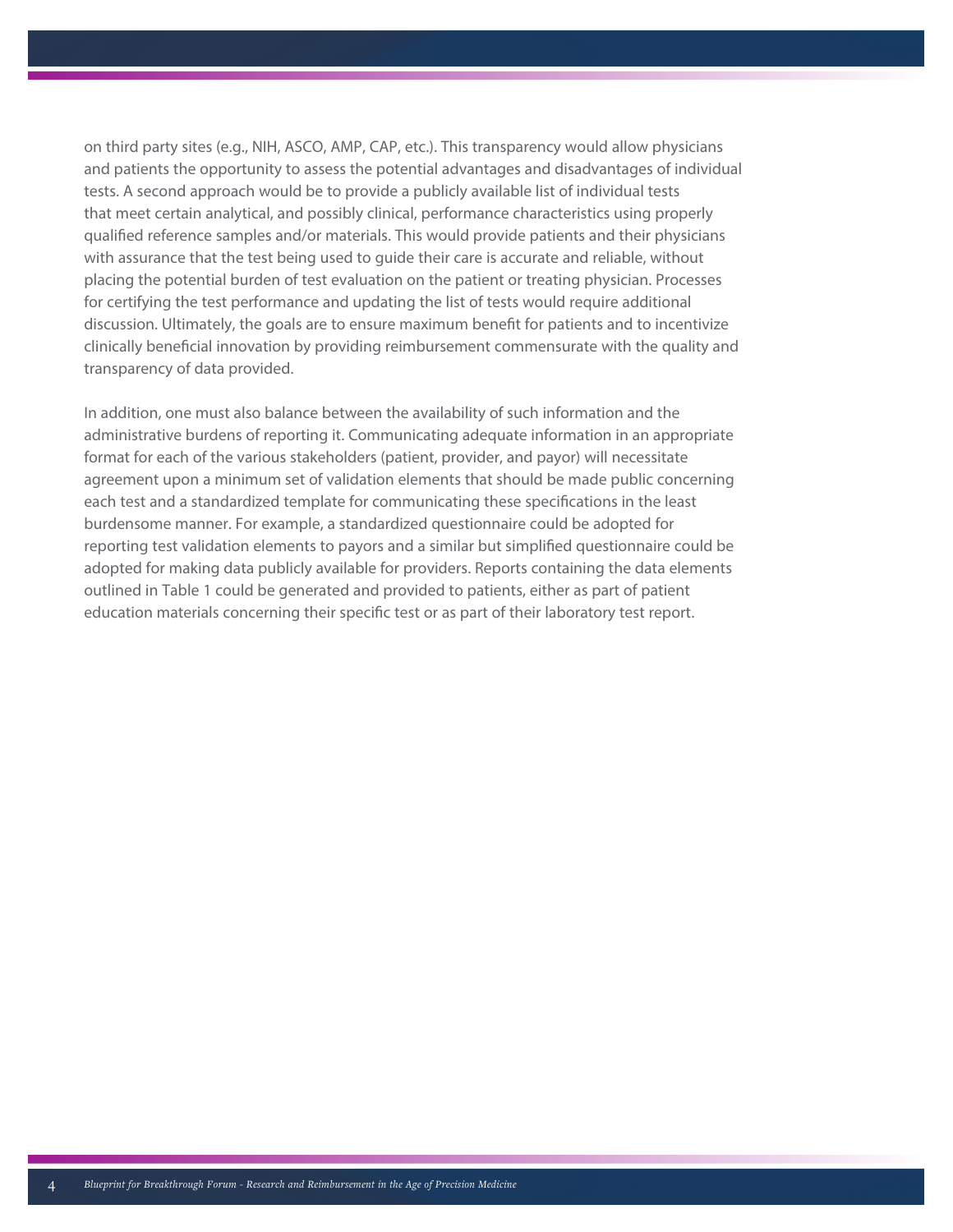on third party sites (e.g., NIH, ASCO, AMP, CAP, etc.). This transparency would allow physicians and patients the opportunity to assess the potential advantages and disadvantages of individual tests. A second approach would be to provide a publicly available list of individual tests that meet certain analytical, and possibly clinical, performance characteristics using properly qualified reference samples and/or materials. This would provide patients and their physicians with assurance that the test being used to guide their care is accurate and reliable, without placing the potential burden of test evaluation on the patient or treating physician. Processes for certifying the test performance and updating the list of tests would require additional discussion. Ultimately, the goals are to ensure maximum benefit for patients and to incentivize clinically beneficial innovation by providing reimbursement commensurate with the quality and transparency of data provided.

In addition, one must also balance between the availability of such information and the administrative burdens of reporting it. Communicating adequate information in an appropriate format for each of the various stakeholders (patient, provider, and payor) will necessitate agreement upon a minimum set of validation elements that should be made public concerning each test and a standardized template for communicating these specifications in the least burdensome manner. For example, a standardized questionnaire could be adopted for reporting test validation elements to payors and a similar but simplified questionnaire could be adopted for making data publicly available for providers. Reports containing the data elements outlined in Table 1 could be generated and provided to patients, either as part of patient education materials concerning their specific test or as part of their laboratory test report.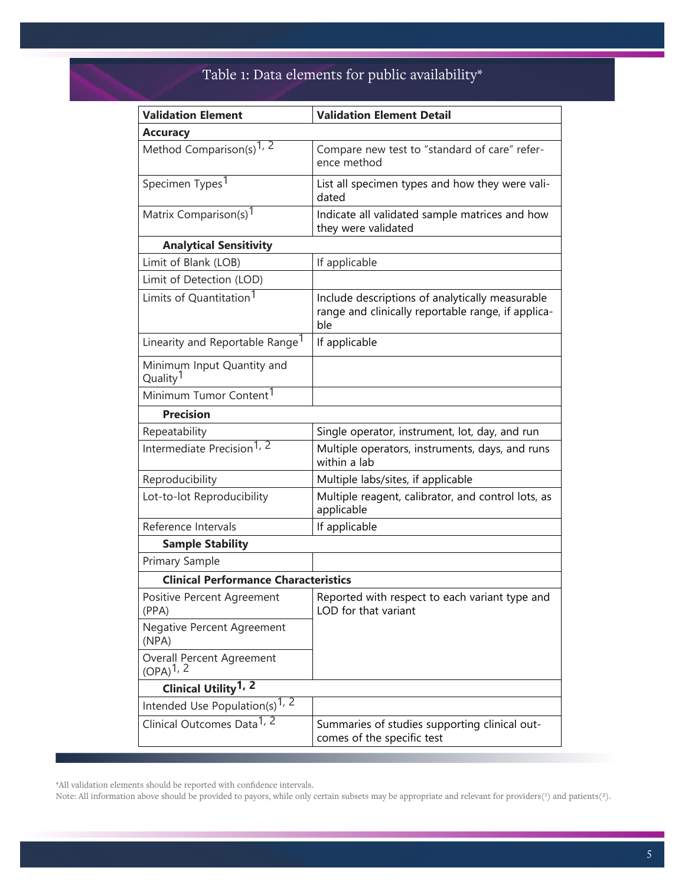## Table 1: Data elements for public availability*

| Validation Element | Validation Element Detail |
|---|---|
| **Accuracy** | |
| Method Comparison(s)[1, 2] | Compare new test to "standard of care" reference method |
| Specimen Types[1] | List all specimen types and how they were validated |
| Matrix Comparison(s)[1] | Indicate all validated sample matrices and how they were validated |
| **Analytical Sensitivity** | |
| Limit of Blank (LOB) | If applicable |
| Limit of Detection (LOD) | |
| Limits of Quantitation[1] | Include descriptions of analytically measurable range and clinically reportable range, if applicable |
| Linearity and Reportable Range[1] | If applicable |
| Minimum Input Quantity and Quality[1] | |
| Minimum Tumor Content[1] | |
| **Precision** | |
| Repeatability | Single operator, instrument, lot, day, and run |
| Intermediate Precision[1, 2] | Multiple operators, instruments, days, and runs within a lab |
| Reproducibility | Multiple labs/sites, if applicable |
| Lot-to-lot Reproducibility | Multiple reagent, calibrator, and control lots, as applicable |
| Reference Intervals | If applicable |
| **Sample Stability** | |
| Primary Sample | |
| **Clinical Performance Characteristics** | |
| Positive Percent Agreement (PPA) | Reported with respect to each variant type and LOD for that variant |
| Negative Percent Agreement (NPA) | |
| Overall Percent Agreement (OPA)[1, 2] | |
| **Clinical Utility[1, 2]** | |
| Intended Use Population(s)[1, 2] | |
| Clinical Outcomes Data[1, 2] | Summaries of studies supporting clinical outcomes of the specific test |

*All validation elements should be reported with confidence intervals.

Note: All information above should be provided to payors, while only certain subsets may be appropriate and relevant for providers(1) and patients(2).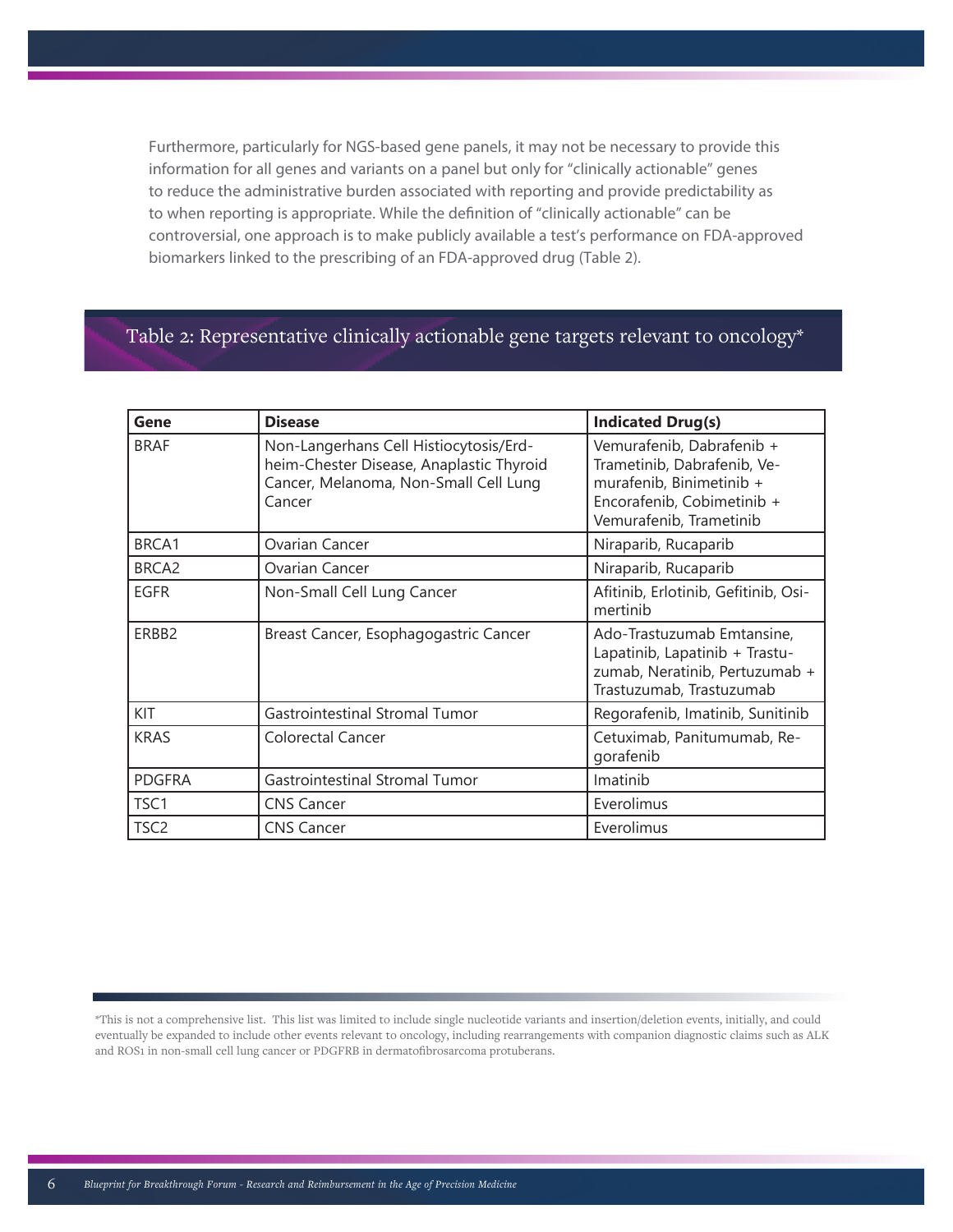Furthermore, particularly for NGS-based gene panels, it may not be necessary to provide this information for all genes and variants on a panel but only for "clinically actionable" genes to reduce the administrative burden associated with reporting and provide predictability as to when reporting is appropriate. While the definition of "clinically actionable" can be controversial, one approach is to make publicly available a test's performance on FDA-approved biomarkers linked to the prescribing of an FDA-approved drug (Table 2).

## Table 2: Representative clinically actionable gene targets relevant to oncology*

| Gene | Disease | Indicated Drug(s) |
|---|---|---|
| BRAF | Non-Langerhans Cell Histiocytosis/Erdheim-Chester Disease, Anaplastic Thyroid Cancer, Melanoma, Non-Small Cell Lung Cancer | Vemurafenib, Dabrafenib + Trametinib, Dabrafenib, Vemurafenib, Binimetinib + Encorafenib, Cobimetinib + Vemurafenib, Trametinib |
| BRCA1 | Ovarian Cancer | Niraparib, Rucaparib |
| BRCA2 | Ovarian Cancer | Niraparib, Rucaparib |
| EGFR | Non-Small Cell Lung Cancer | Afitinib, Erlotinib, Gefitinib, Osimertinib |
| ERBB2 | Breast Cancer, Esophagogastric Cancer | Ado-Trastuzumab Emtansine, Lapatinib, Lapatinib + Trastuzumab, Neratinib, Pertuzumab + Trastuzumab, Trastuzumab |
| KIT | Gastrointestinal Stromal Tumor | Regorafenib, Imatinib, Sunitinib |
| KRAS | Colorectal Cancer | Cetuximab, Panitumumab, Regorafenib |
| PDGFRA | Gastrointestinal Stromal Tumor | Imatinib |
| TSC1 | CNS Cancer | Everolimus |
| TSC2 | CNS Cancer | Everolimus |

*This is not a comprehensive list. This list was limited to include single nucleotide variants and insertion/deletion events, initially, and could eventually be expanded to include other events relevant to oncology, including rearrangements with companion diagnostic claims such as ALK and ROS1 in non-small cell lung cancer or PDGFRB in dermatofibrosarcoma protuberans.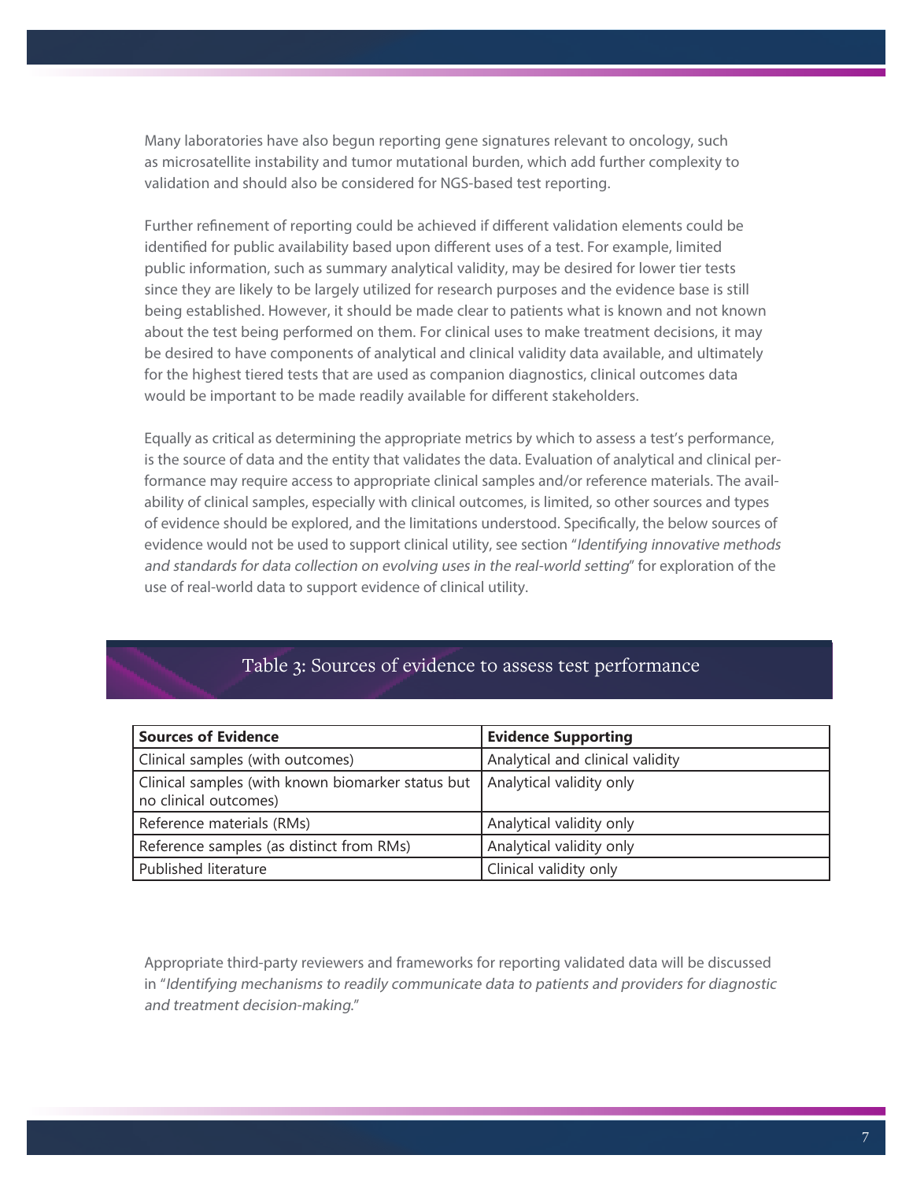Many laboratories have also begun reporting gene signatures relevant to oncology, such as microsatellite instability and tumor mutational burden, which add further complexity to validation and should also be considered for NGS-based test reporting.

Further refinement of reporting could be achieved if different validation elements could be identified for public availability based upon different uses of a test. For example, limited public information, such as summary analytical validity, may be desired for lower tier tests since they are likely to be largely utilized for research purposes and the evidence base is still being established. However, it should be made clear to patients what is known and not known about the test being performed on them. For clinical uses to make treatment decisions, it may be desired to have components of analytical and clinical validity data available, and ultimately for the highest tiered tests that are used as companion diagnostics, clinical outcomes data would be important to be made readily available for different stakeholders.

Equally as critical as determining the appropriate metrics by which to assess a test's performance, is the source of data and the entity that validates the data. Evaluation of analytical and clinical performance may require access to appropriate clinical samples and/or reference materials. The availability of clinical samples, especially with clinical outcomes, is limited, so other sources and types of evidence should be explored, and the limitations understood. Specifically, the below sources of evidence would not be used to support clinical utility, see section "*Identifying innovative methods and standards for data collection on evolving uses in the real-world setting*" for exploration of the use of real-world data to support evidence of clinical utility.

## Table 3: Sources of evidence to assess test performance

| **Sources of Evidence** | **Evidence Supporting** |
|---|---|
| Clinical samples (with outcomes) | Analytical and clinical validity |
| Clinical samples (with known biomarker status but no clinical outcomes) | Analytical validity only |
| Reference materials (RMs) | Analytical validity only |
| Reference samples (as distinct from RMs) | Analytical validity only |
| Published literature | Clinical validity only |

Appropriate third-party reviewers and frameworks for reporting validated data will be discussed in "*Identifying mechanisms to readily communicate data to patients and providers for diagnostic and treatment decision-making.*"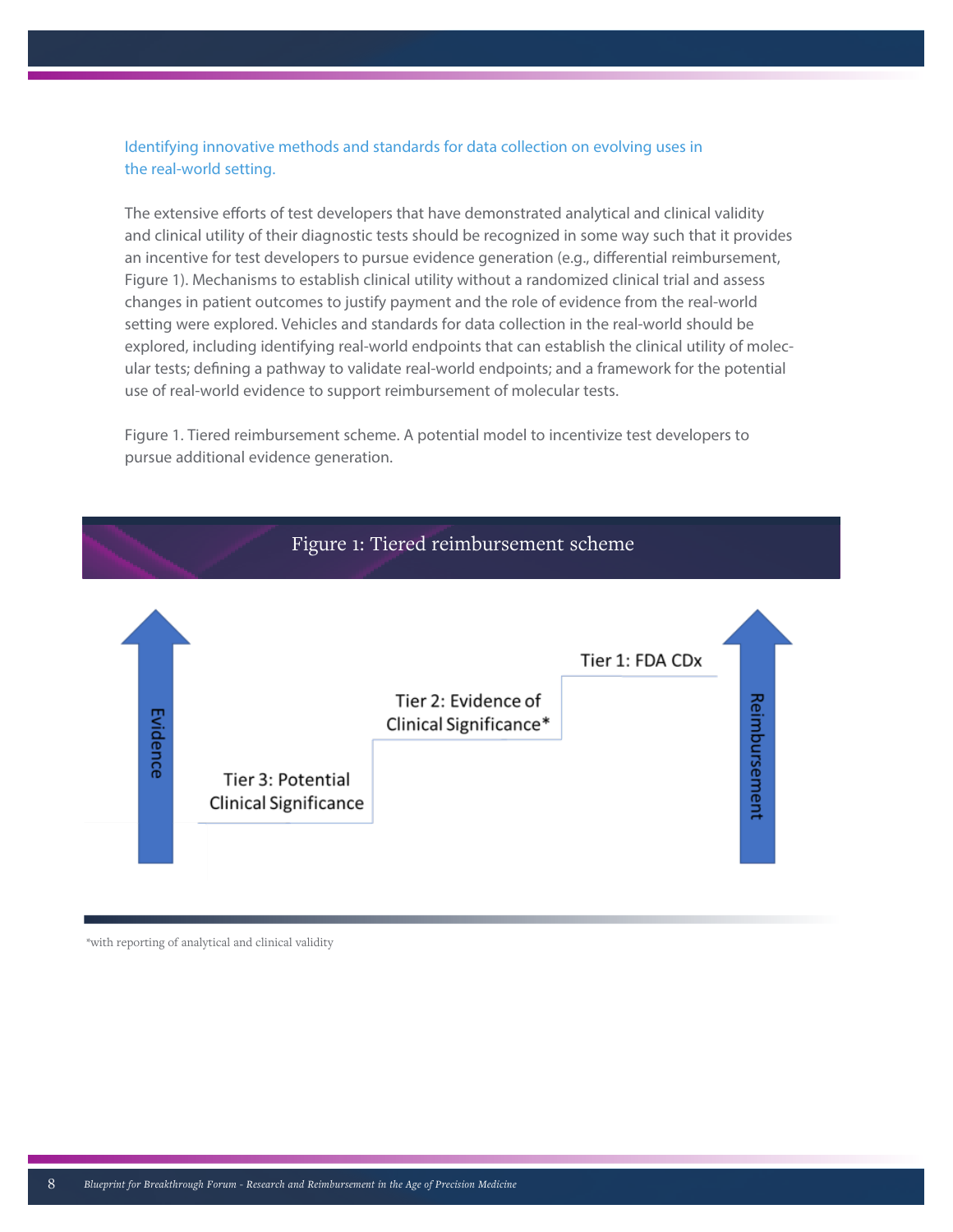Identifying innovative methods and standards for data collection on evolving uses in the real-world setting.

The extensive efforts of test developers that have demonstrated analytical and clinical validity and clinical utility of their diagnostic tests should be recognized in some way such that it provides an incentive for test developers to pursue evidence generation (e.g., differential reimbursement, Figure 1). Mechanisms to establish clinical utility without a randomized clinical trial and assess changes in patient outcomes to justify payment and the role of evidence from the real-world setting were explored. Vehicles and standards for data collection in the real-world should be explored, including identifying real-world endpoints that can establish the clinical utility of molecular tests; defining a pathway to validate real-world endpoints; and a framework for the potential use of real-world evidence to support reimbursement of molecular tests.

Figure 1. Tiered reimbursement scheme. A potential model to incentivize test developers to pursue additional evidence generation.

**Figure 1: Tiered reimbursement scheme**

Evidence

Tier 3: Potential Clinical Significance

Tier 2: Evidence of Clinical Significance*

Tier 1: FDA CDx

Reimbursement

*with reporting of analytical and clinical validity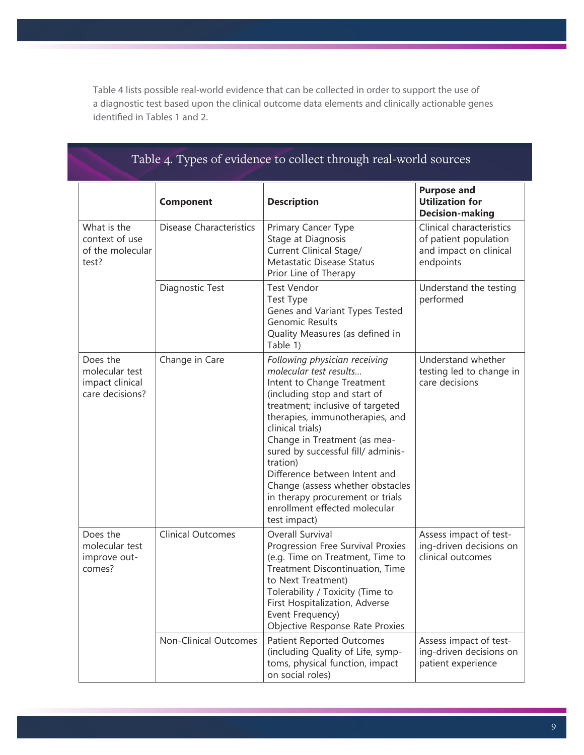Table 4 lists possible real-world evidence that can be collected in order to support the use of a diagnostic test based upon the clinical outcome data elements and clinically actionable genes identified in Tables 1 and 2.

## Table 4. Types of evidence to collect through real-world sources

| | **Component** | **Description** | **Purpose and Utilization for Decision-making** |
|---|---|---|---|
| What is the context of use of the molecular test? | Disease Characteristics | Primary Cancer Type<br>Stage at Diagnosis<br>Current Clinical Stage/ Metastatic Disease Status<br>Prior Line of Therapy | Clinical characteristics of patient population and impact on clinical endpoints |
| | Diagnostic Test | Test Vendor<br>Test Type<br>Genes and Variant Types Tested<br>Genomic Results<br>Quality Measures (as defined in Table 1) | Understand the testing performed |
| Does the molecular test impact clinical care decisions? | Change in Care | *Following physician receiving molecular test results…*<br>Intent to Change Treatment (including stop and start of treatment; inclusive of targeted therapies, immunotherapies, and clinical trials)<br>Change in Treatment (as measured by successful fill/ administration)<br>Difference between Intent and Change (assess whether obstacles in therapy procurement or trials enrollment effected molecular test impact) | Understand whether testing led to change in care decisions |
| Does the molecular test improve outcomes? | Clinical Outcomes | Overall Survival<br>Progression Free Survival Proxies (e.g. Time on Treatment, Time to Treatment Discontinuation, Time to Next Treatment)<br>Tolerability / Toxicity (Time to First Hospitalization, Adverse Event Frequency)<br>Objective Response Rate Proxies | Assess impact of testing-driven decisions on clinical outcomes |
| | Non-Clinical Outcomes | Patient Reported Outcomes (including Quality of Life, symptoms, physical function, impact on social roles) | Assess impact of testing-driven decisions on patient experience |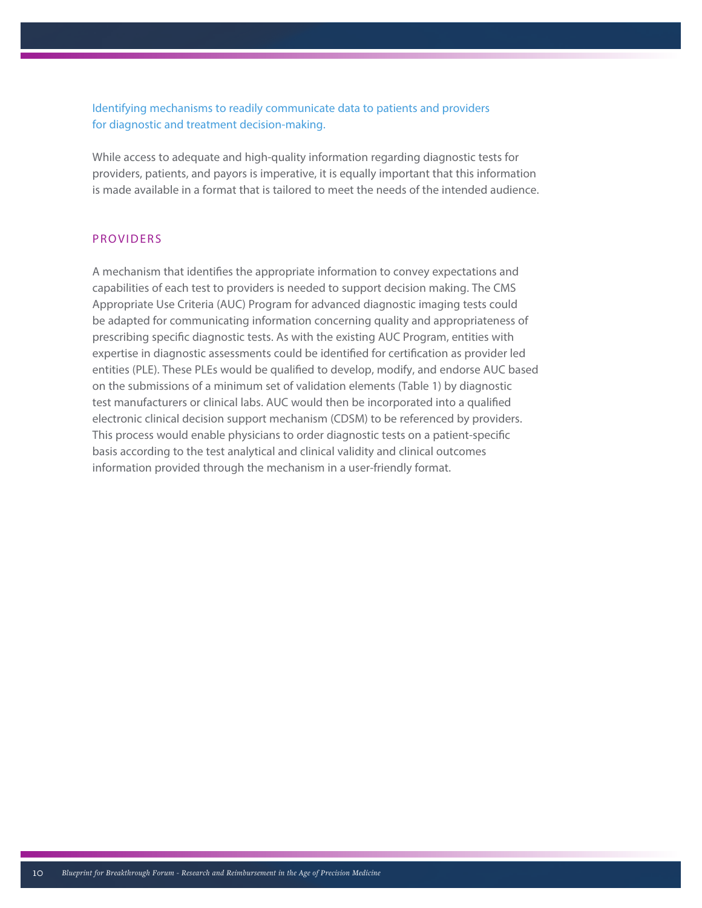## Identifying mechanisms to readily communicate data to patients and providers for diagnostic and treatment decision-making.

While access to adequate and high-quality information regarding diagnostic tests for providers, patients, and payors is imperative, it is equally important that this information is made available in a format that is tailored to meet the needs of the intended audience.

### PROVIDERS

A mechanism that identifies the appropriate information to convey expectations and capabilities of each test to providers is needed to support decision making. The CMS Appropriate Use Criteria (AUC) Program for advanced diagnostic imaging tests could be adapted for communicating information concerning quality and appropriateness of prescribing specific diagnostic tests. As with the existing AUC Program, entities with expertise in diagnostic assessments could be identified for certification as provider led entities (PLE). These PLEs would be qualified to develop, modify, and endorse AUC based on the submissions of a minimum set of validation elements (Table 1) by diagnostic test manufacturers or clinical labs. AUC would then be incorporated into a qualified electronic clinical decision support mechanism (CDSM) to be referenced by providers. This process would enable physicians to order diagnostic tests on a patient-specific basis according to the test analytical and clinical validity and clinical outcomes information provided through the mechanism in a user-friendly format.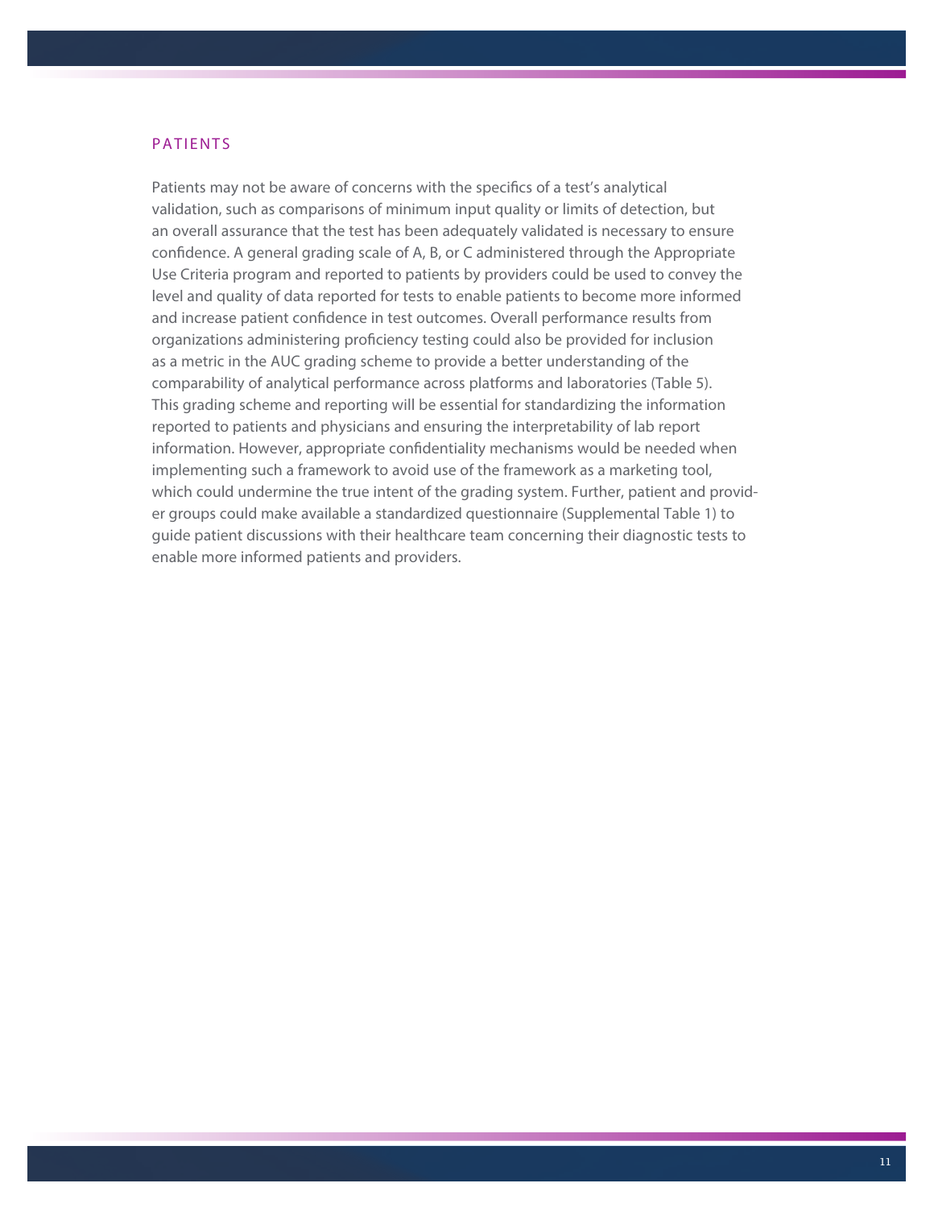## PATIENTS

Patients may not be aware of concerns with the specifics of a test's analytical validation, such as comparisons of minimum input quality or limits of detection, but an overall assurance that the test has been adequately validated is necessary to ensure confidence. A general grading scale of A, B, or C administered through the Appropriate Use Criteria program and reported to patients by providers could be used to convey the level and quality of data reported for tests to enable patients to become more informed and increase patient confidence in test outcomes. Overall performance results from organizations administering proficiency testing could also be provided for inclusion as a metric in the AUC grading scheme to provide a better understanding of the comparability of analytical performance across platforms and laboratories (Table 5). This grading scheme and reporting will be essential for standardizing the information reported to patients and physicians and ensuring the interpretability of lab report information. However, appropriate confidentiality mechanisms would be needed when implementing such a framework to avoid use of the framework as a marketing tool, which could undermine the true intent of the grading system. Further, patient and provider groups could make available a standardized questionnaire (Supplemental Table 1) to guide patient discussions with their healthcare team concerning their diagnostic tests to enable more informed patients and providers.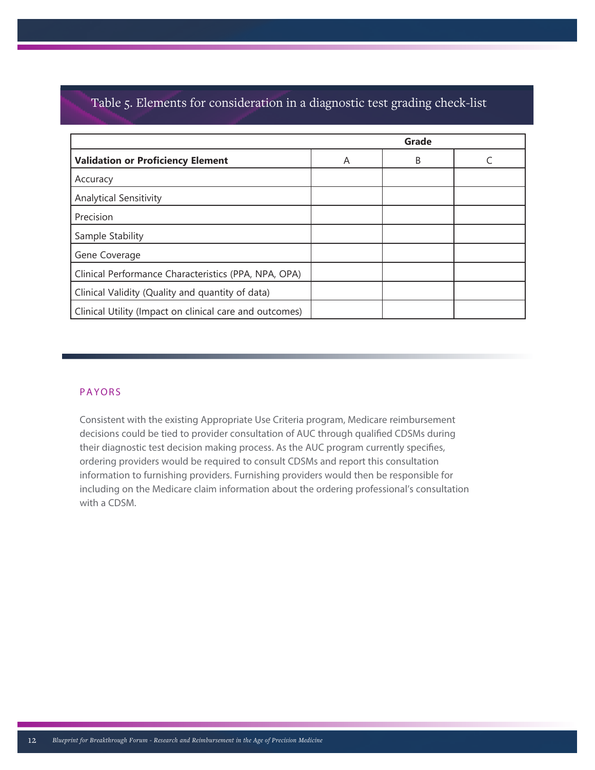## Table 5. Elements for consideration in a diagnostic test grading check-list

| | Grade | | |
|---|---|---|---|
| **Validation or Proficiency Element** | A | B | C |
| Accuracy | | | |
| Analytical Sensitivity | | | |
| Precision | | | |
| Sample Stability | | | |
| Gene Coverage | | | |
| Clinical Performance Characteristics (PPA, NPA, OPA) | | | |
| Clinical Validity (Quality and quantity of data) | | | |
| Clinical Utility (Impact on clinical care and outcomes) | | | |

### PAYORS

Consistent with the existing Appropriate Use Criteria program, Medicare reimbursement decisions could be tied to provider consultation of AUC through qualified CDSMs during their diagnostic test decision making process. As the AUC program currently specifies, ordering providers would be required to consult CDSMs and report this consultation information to furnishing providers. Furnishing providers would then be responsible for including on the Medicare claim information about the ordering professional's consultation with a CDSM.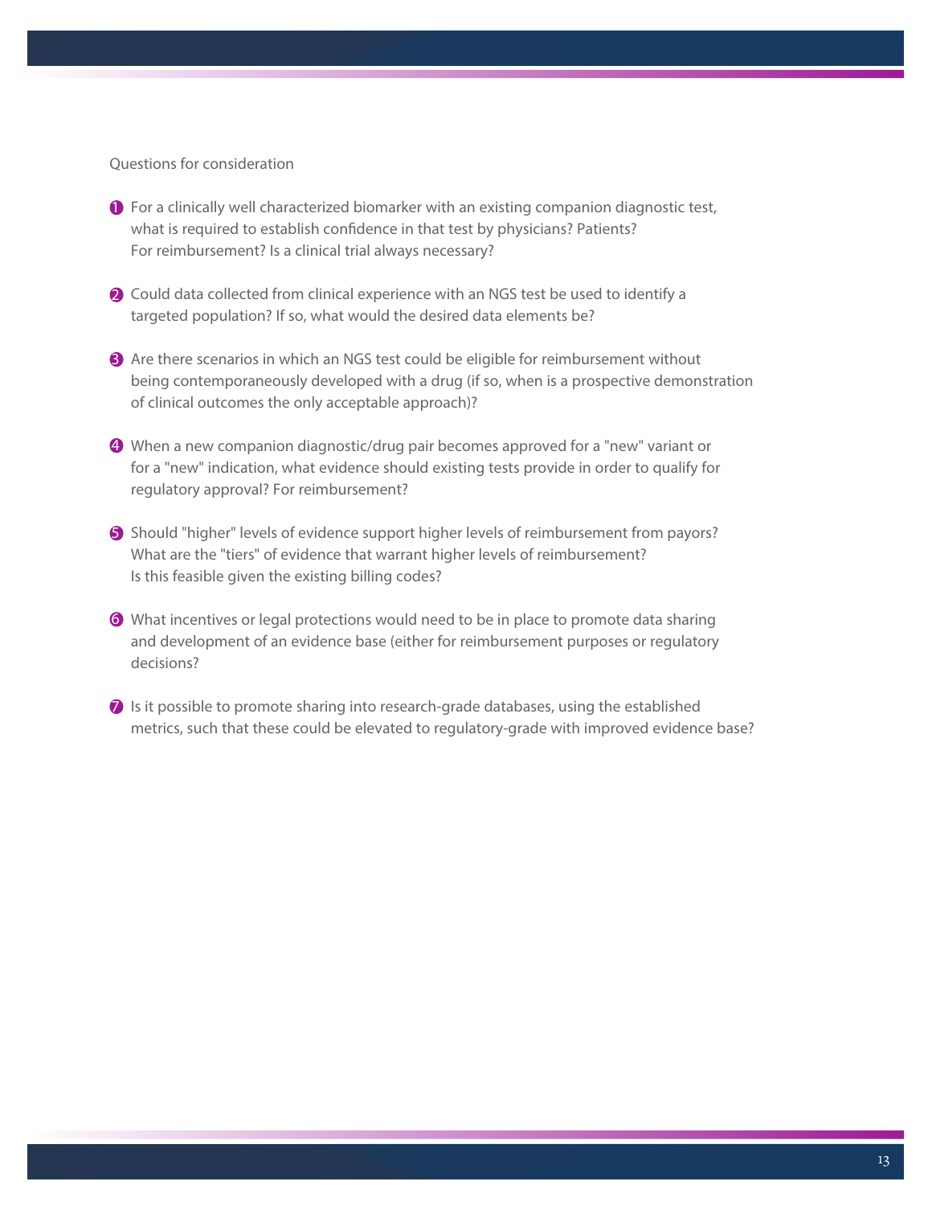Questions for consideration

1. For a clinically well characterized biomarker with an existing companion diagnostic test, what is required to establish confidence in that test by physicians? Patients? For reimbursement? Is a clinical trial always necessary?

2. Could data collected from clinical experience with an NGS test be used to identify a targeted population? If so, what would the desired data elements be?

3. Are there scenarios in which an NGS test could be eligible for reimbursement without being contemporaneously developed with a drug (if so, when is a prospective demonstration of clinical outcomes the only acceptable approach)?

4. When a new companion diagnostic/drug pair becomes approved for a "new" variant or for a "new" indication, what evidence should existing tests provide in order to qualify for regulatory approval? For reimbursement?

5. Should "higher" levels of evidence support higher levels of reimbursement from payors? What are the "tiers" of evidence that warrant higher levels of reimbursement? Is this feasible given the existing billing codes?

6. What incentives or legal protections would need to be in place to promote data sharing and development of an evidence base (either for reimbursement purposes or regulatory decisions?

7. Is it possible to promote sharing into research-grade databases, using the established metrics, such that these could be elevated to regulatory-grade with improved evidence base?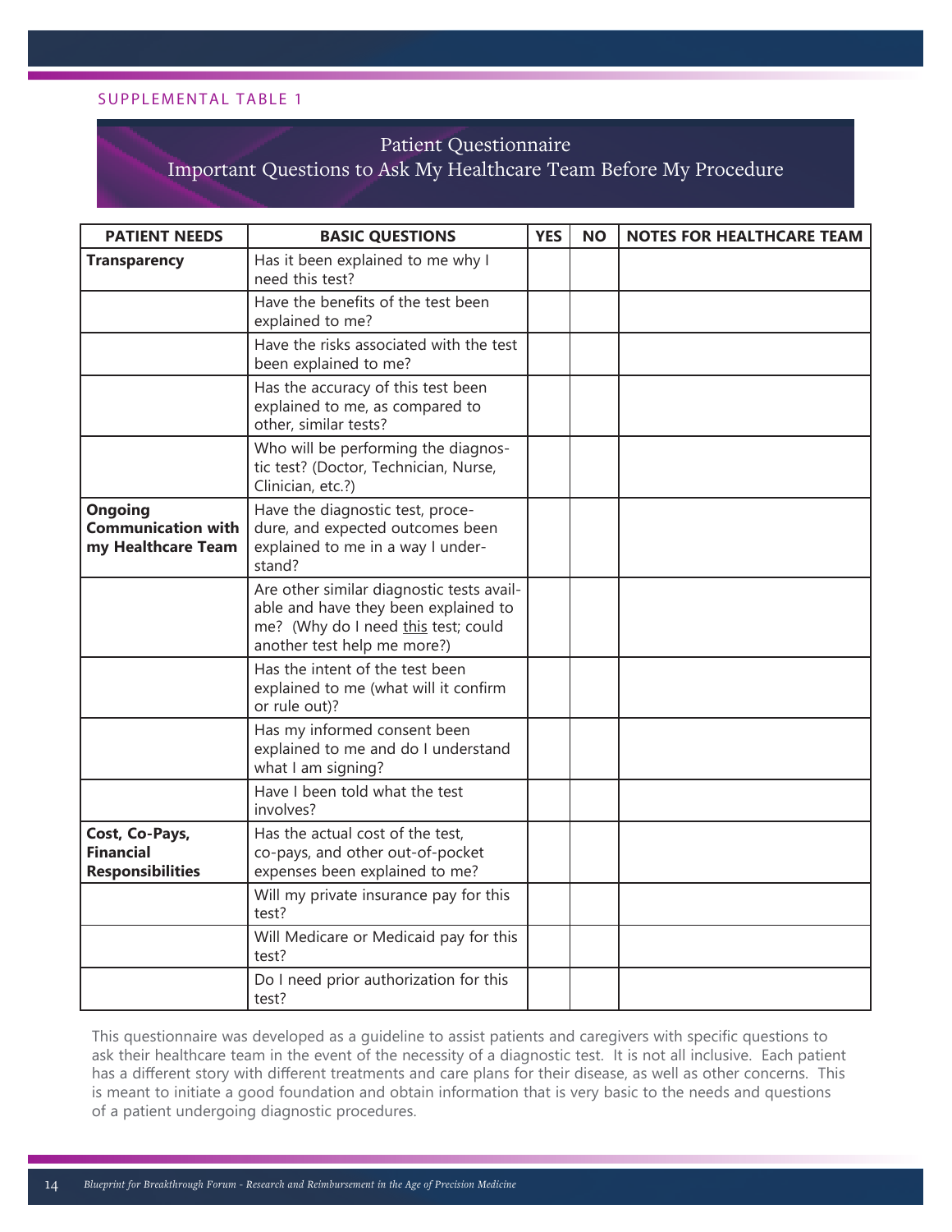SUPPLEMENTAL TABLE 1

## Patient Questionnaire
## Important Questions to Ask My Healthcare Team Before My Procedure

| PATIENT NEEDS | BASIC QUESTIONS | YES | NO | NOTES FOR HEALTHCARE TEAM |
|---|---|---|---|---|
| **Transparency** | Has it been explained to me why I need this test? | | | |
| | Have the benefits of the test been explained to me? | | | |
| | Have the risks associated with the test been explained to me? | | | |
| | Has the accuracy of this test been explained to me, as compared to other, similar tests? | | | |
| | Who will be performing the diagnostic test? (Doctor, Technician, Nurse, Clinician, etc.?) | | | |
| **Ongoing Communication with my Healthcare Team** | Have the diagnostic test, procedure, and expected outcomes been explained to me in a way I understand? | | | |
| | Are other similar diagnostic tests available and have they been explained to me? (Why do I need <u>this</u> test; could another test help me more?) | | | |
| | Has the intent of the test been explained to me (what will it confirm or rule out)? | | | |
| | Has my informed consent been explained to me and do I understand what I am signing? | | | |
| | Have I been told what the test involves? | | | |
| **Cost, Co-Pays, Financial Responsibilities** | Has the actual cost of the test, co-pays, and other out-of-pocket expenses been explained to me? | | | |
| | Will my private insurance pay for this test? | | | |
| | Will Medicare or Medicaid pay for this test? | | | |
| | Do I need prior authorization for this test? | | | |

This questionnaire was developed as a guideline to assist patients and caregivers with specific questions to ask their healthcare team in the event of the necessity of a diagnostic test. It is not all inclusive. Each patient has a different story with different treatments and care plans for their disease, as well as other concerns. This is meant to initiate a good foundation and obtain information that is very basic to the needs and questions of a patient undergoing diagnostic procedures.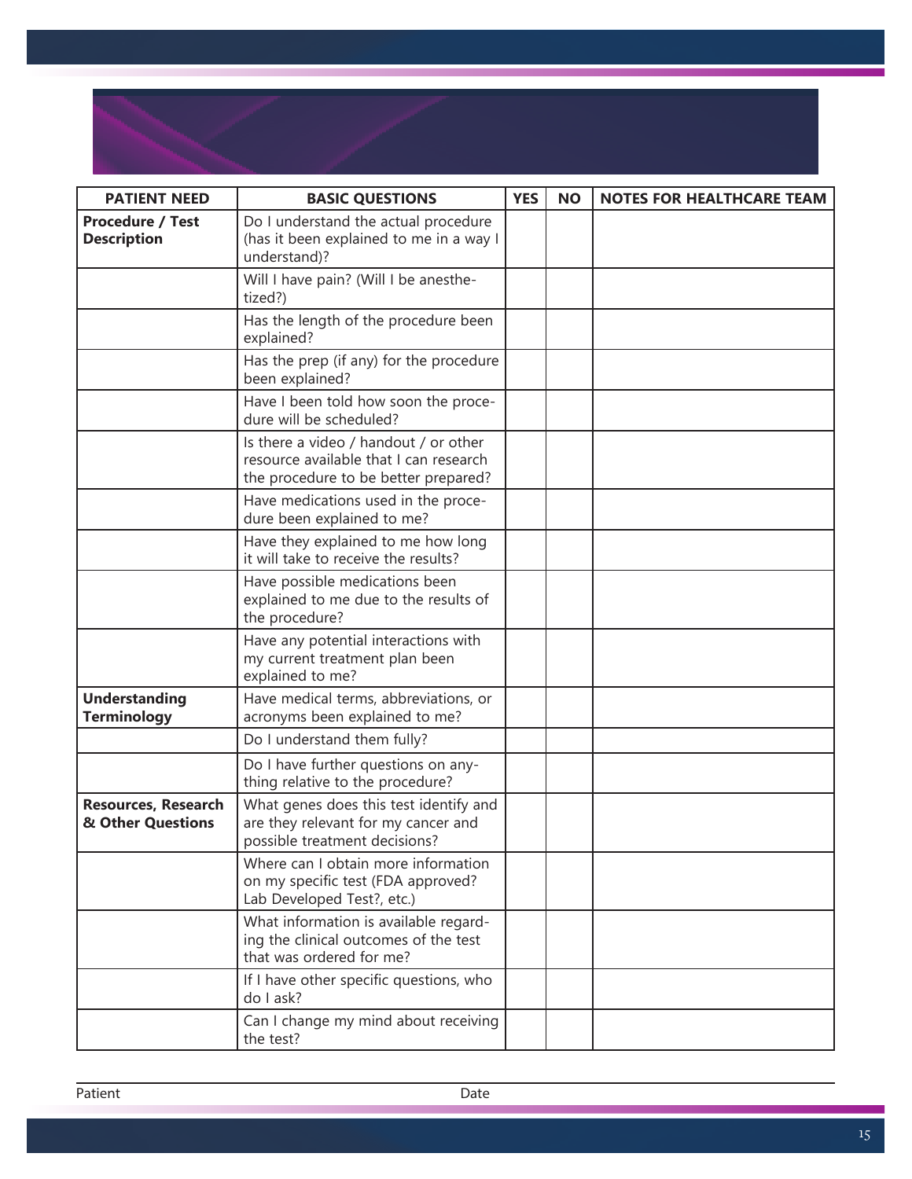| PATIENT NEED | BASIC QUESTIONS | YES | NO | NOTES FOR HEALTHCARE TEAM |
|---|---|---|---|---|
| **Procedure / Test Description** | Do I understand the actual procedure (has it been explained to me in a way I understand)? | | | |
| | Will I have pain? (Will I be anesthetized?) | | | |
| | Has the length of the procedure been explained? | | | |
| | Has the prep (if any) for the procedure been explained? | | | |
| | Have I been told how soon the procedure will be scheduled? | | | |
| | Is there a video / handout / or other resource available that I can research the procedure to be better prepared? | | | |
| | Have medications used in the procedure been explained to me? | | | |
| | Have they explained to me how long it will take to receive the results? | | | |
| | Have possible medications been explained to me due to the results of the procedure? | | | |
| | Have any potential interactions with my current treatment plan been explained to me? | | | |
| **Understanding Terminology** | Have medical terms, abbreviations, or acronyms been explained to me? | | | |
| | Do I understand them fully? | | | |
| | Do I have further questions on anything relative to the procedure? | | | |
| **Resources, Research & Other Questions** | What genes does this test identify and are they relevant for my cancer and possible treatment decisions? | | | |
| | Where can I obtain more information on my specific test (FDA approved? Lab Developed Test?, etc.) | | | |
| | What information is available regarding the clinical outcomes of the test that was ordered for me? | | | |
| | If I have other specific questions, who do I ask? | | | |
| | Can I change my mind about receiving the test? | | | |

Patient ______________________ Date ______________________